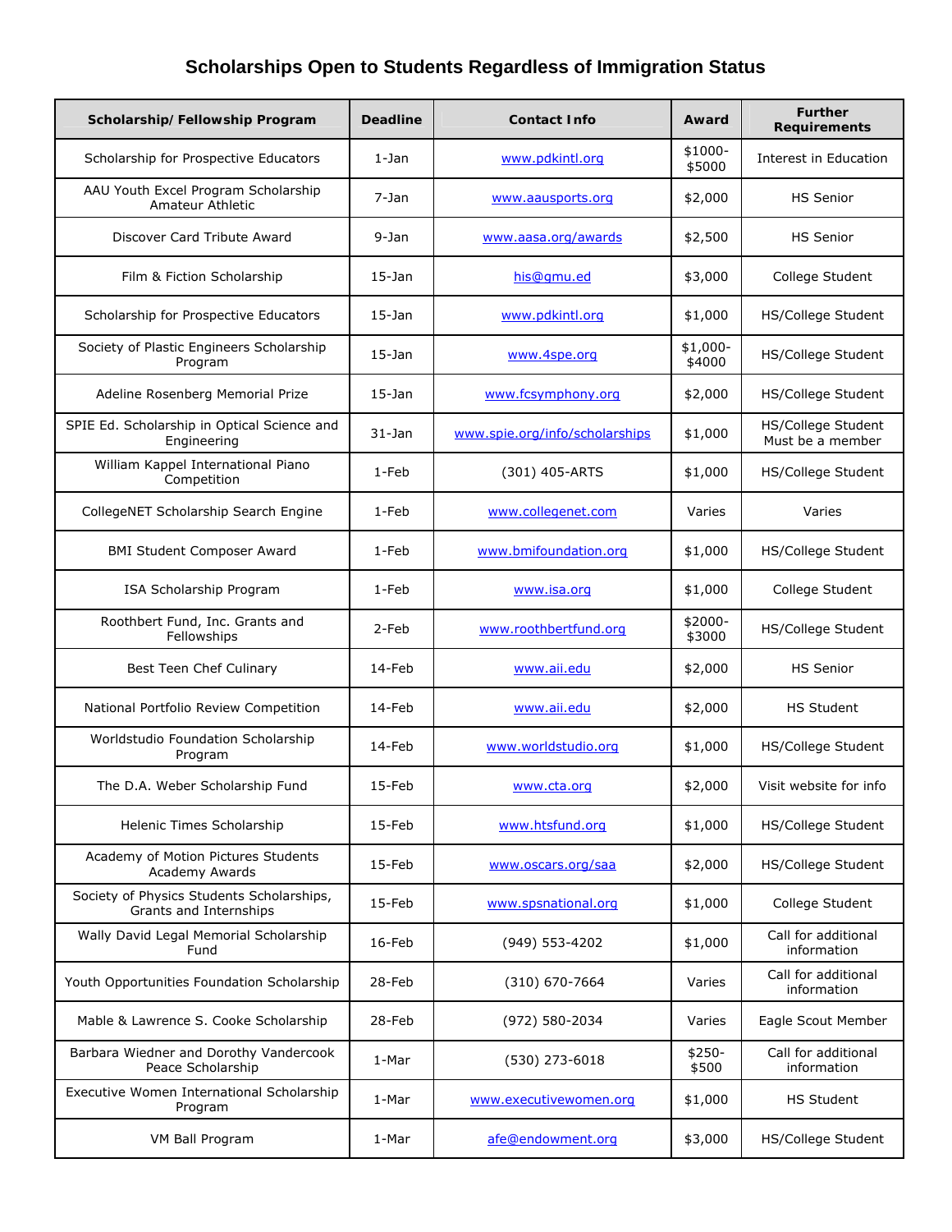# Scholarships Open to Students Regardless of Immigration Status

| Scholarship/Fellowship Program | Deadline | Contact Info | Award | Further Requirements |
|---|---|---|---|---|
| Scholarship for Prospective Educators | 1-Jan | www.pdkintl.org | $1000-$5000 | Interest in Education |
| AAU Youth Excel Program Scholarship Amateur Athletic | 7-Jan | www.aausports.org | $2,000 | HS Senior |
| Discover Card Tribute Award | 9-Jan | www.aasa.org/awards | $2,500 | HS Senior |
| Film & Fiction Scholarship | 15-Jan | his@gmu.ed | $3,000 | College Student |
| Scholarship for Prospective Educators | 15-Jan | www.pdkintl.org | $1,000 | HS/College Student |
| Society of Plastic Engineers Scholarship Program | 15-Jan | www.4spe.org | $1,000-$4000 | HS/College Student |
| Adeline Rosenberg Memorial Prize | 15-Jan | www.fcsymphony.org | $2,000 | HS/College Student |
| SPIE Ed. Scholarship in Optical Science and Engineering | 31-Jan | www.spie.org/info/scholarships | $1,000 | HS/College Student Must be a member |
| William Kappel International Piano Competition | 1-Feb | (301) 405-ARTS | $1,000 | HS/College Student |
| CollegeNET Scholarship Search Engine | 1-Feb | www.collegenet.com | Varies | Varies |
| BMI Student Composer Award | 1-Feb | www.bmifoundation.org | $1,000 | HS/College Student |
| ISA Scholarship Program | 1-Feb | www.isa.org | $1,000 | College Student |
| Roothbert Fund, Inc. Grants and Fellowships | 2-Feb | www.roothbertfund.org | $2000-$3000 | HS/College Student |
| Best Teen Chef Culinary | 14-Feb | www.aii.edu | $2,000 | HS Senior |
| National Portfolio Review Competition | 14-Feb | www.aii.edu | $2,000 | HS Student |
| Worldstudio Foundation Scholarship Program | 14-Feb | www.worldstudio.org | $1,000 | HS/College Student |
| The D.A. Weber Scholarship Fund | 15-Feb | www.cta.org | $2,000 | Visit website for info |
| Helenic Times Scholarship | 15-Feb | www.htsfund.org | $1,000 | HS/College Student |
| Academy of Motion Pictures Students Academy Awards | 15-Feb | www.oscars.org/saa | $2,000 | HS/College Student |
| Society of Physics Students Scholarships, Grants and Internships | 15-Feb | www.spsnational.org | $1,000 | College Student |
| Wally David Legal Memorial Scholarship Fund | 16-Feb | (949) 553-4202 | $1,000 | Call for additional information |
| Youth Opportunities Foundation Scholarship | 28-Feb | (310) 670-7664 | Varies | Call for additional information |
| Mable & Lawrence S. Cooke Scholarship | 28-Feb | (972) 580-2034 | Varies | Eagle Scout Member |
| Barbara Wiedner and Dorothy Vandercook Peace Scholarship | 1-Mar | (530) 273-6018 | $250-$500 | Call for additional information |
| Executive Women International Scholarship Program | 1-Mar | www.executivewomen.org | $1,000 | HS Student |
| VM Ball Program | 1-Mar | afe@endowment.org | $3,000 | HS/College Student |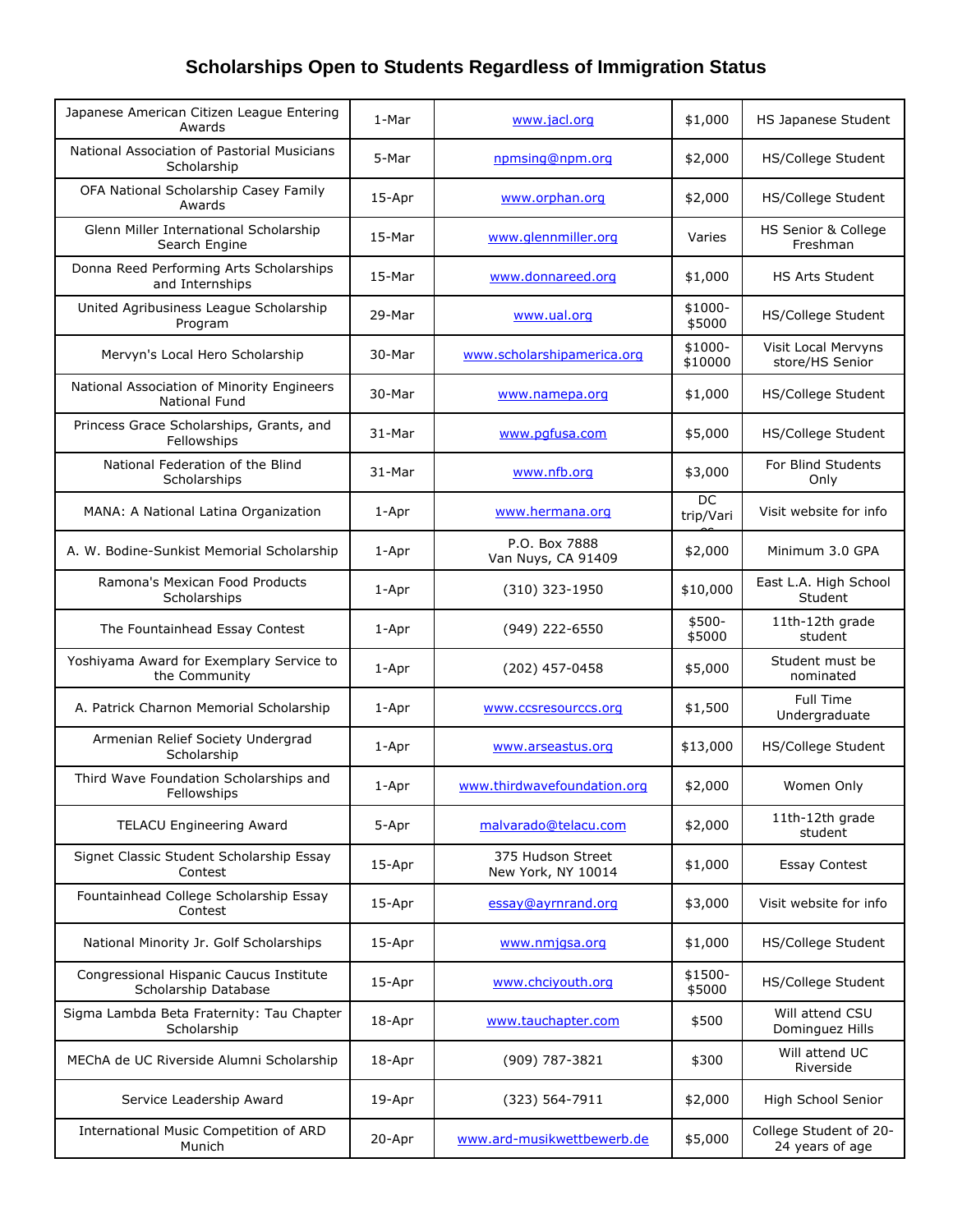# Scholarships Open to Students Regardless of Immigration Status

| | | | | |
|---|---|---|---|---|
| Japanese American Citizen League Entering Awards | 1-Mar | www.jacl.org | $1,000 | HS Japanese Student |
| National Association of Pastorial Musicians Scholarship | 5-Mar | npmsing@npm.org | $2,000 | HS/College Student |
| OFA National Scholarship Casey Family Awards | 15-Apr | www.orphan.org | $2,000 | HS/College Student |
| Glenn Miller International Scholarship Search Engine | 15-Mar | www.glennmiller.org | Varies | HS Senior & College Freshman |
| Donna Reed Performing Arts Scholarships and Internships | 15-Mar | www.donnareed.org | $1,000 | HS Arts Student |
| United Agribusiness League Scholarship Program | 29-Mar | www.ual.org | $1000-$5000 | HS/College Student |
| Mervyn's Local Hero Scholarship | 30-Mar | www.scholarshipamerica.org | $1000-$10000 | Visit Local Mervyns store/HS Senior |
| National Association of Minority Engineers National Fund | 30-Mar | www.namepa.org | $1,000 | HS/College Student |
| Princess Grace Scholarships, Grants, and Fellowships | 31-Mar | www.pgfusa.com | $5,000 | HS/College Student |
| National Federation of the Blind Scholarships | 31-Mar | www.nfb.org | $3,000 | For Blind Students Only |
| MANA: A National Latina Organization | 1-Apr | www.hermana.org | DC trip/Varies | Visit website for info |
| A. W. Bodine-Sunkist Memorial Scholarship | 1-Apr | P.O. Box 7888 Van Nuys, CA 91409 | $2,000 | Minimum 3.0 GPA |
| Ramona's Mexican Food Products Scholarships | 1-Apr | (310) 323-1950 | $10,000 | East L.A. High School Student |
| The Fountainhead Essay Contest | 1-Apr | (949) 222-6550 | $500-$5000 | 11th-12th grade student |
| Yoshiyama Award for Exemplary Service to the Community | 1-Apr | (202) 457-0458 | $5,000 | Student must be nominated |
| A. Patrick Charnon Memorial Scholarship | 1-Apr | www.ccsresourccs.org | $1,500 | Full Time Undergraduate |
| Armenian Relief Society Undergrad Scholarship | 1-Apr | www.arseastus.org | $13,000 | HS/College Student |
| Third Wave Foundation Scholarships and Fellowships | 1-Apr | www.thirdwavefoundation.org | $2,000 | Women Only |
| TELACU Engineering Award | 5-Apr | malvarado@telacu.com | $2,000 | 11th-12th grade student |
| Signet Classic Student Scholarship Essay Contest | 15-Apr | 375 Hudson Street New York, NY 10014 | $1,000 | Essay Contest |
| Fountainhead College Scholarship Essay Contest | 15-Apr | essay@ayrnrand.org | $3,000 | Visit website for info |
| National Minority Jr. Golf Scholarships | 15-Apr | www.nmjgsa.org | $1,000 | HS/College Student |
| Congressional Hispanic Caucus Institute Scholarship Database | 15-Apr | www.chciyouth.org | $1500-$5000 | HS/College Student |
| Sigma Lambda Beta Fraternity: Tau Chapter Scholarship | 18-Apr | www.tauchapter.com | $500 | Will attend CSU Dominguez Hills |
| MEChA de UC Riverside Alumni Scholarship | 18-Apr | (909) 787-3821 | $300 | Will attend UC Riverside |
| Service Leadership Award | 19-Apr | (323) 564-7911 | $2,000 | High School Senior |
| International Music Competition of ARD Munich | 20-Apr | www.ard-musikwettbewerb.de | $5,000 | College Student of 20-24 years of age |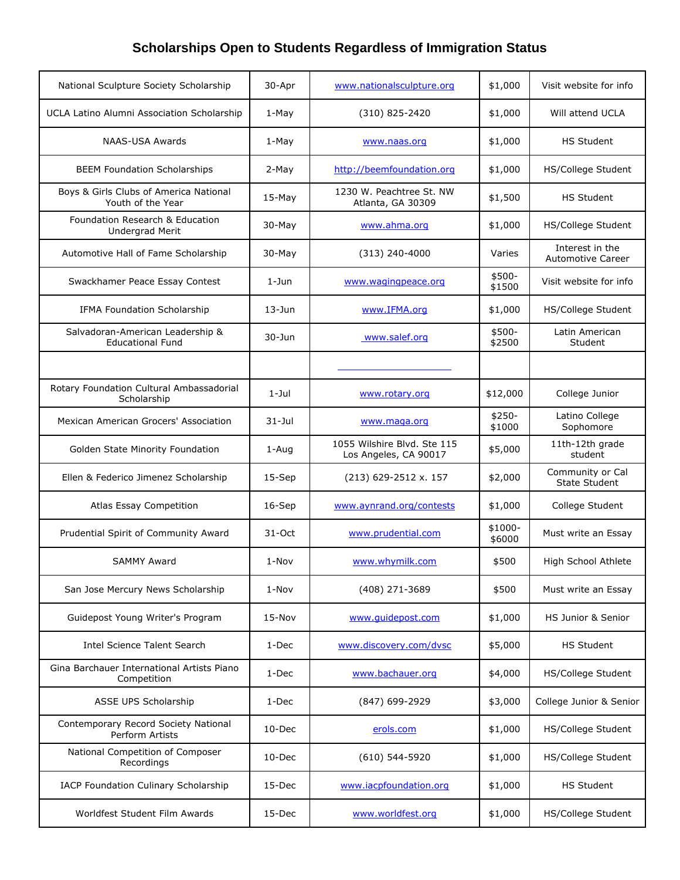# Scholarships Open to Students Regardless of Immigration Status

| | | | | |
|---|---|---|---|---|
| National Sculpture Society Scholarship | 30-Apr | www.nationalsculpture.org | $1,000 | Visit website for info |
| UCLA Latino Alumni Association Scholarship | 1-May | (310) 825-2420 | $1,000 | Will attend UCLA |
| NAAS-USA Awards | 1-May | www.naas.org | $1,000 | HS Student |
| BEEM Foundation Scholarships | 2-May | http://beemfoundation.org | $1,000 | HS/College Student |
| Boys & Girls Clubs of America National Youth of the Year | 15-May | 1230 W. Peachtree St. NW Atlanta, GA 30309 | $1,500 | HS Student |
| Foundation Research & Education Undergrad Merit | 30-May | www.ahma.org | $1,000 | HS/College Student |
| Automotive Hall of Fame Scholarship | 30-May | (313) 240-4000 | Varies | Interest in the Automotive Career |
| Swackhamer Peace Essay Contest | 1-Jun | www.wagingpeace.org | $500-$1500 | Visit website for info |
| IFMA Foundation Scholarship | 13-Jun | www.IFMA.org | $1,000 | HS/College Student |
| Salvadoran-American Leadership & Educational Fund | 30-Jun | www.salef.org | $500-$2500 | Latin American Student |
| | | | | |
| Rotary Foundation Cultural Ambassadorial Scholarship | 1-Jul | www.rotary.org | $12,000 | College Junior |
| Mexican American Grocers' Association | 31-Jul | www.maga.org | $250-$1000 | Latino College Sophomore |
| Golden State Minority Foundation | 1-Aug | 1055 Wilshire Blvd. Ste 115 Los Angeles, CA 90017 | $5,000 | 11th-12th grade student |
| Ellen & Federico Jimenez Scholarship | 15-Sep | (213) 629-2512 x. 157 | $2,000 | Community or Cal State Student |
| Atlas Essay Competition | 16-Sep | www.aynrand.org/contests | $1,000 | College Student |
| Prudential Spirit of Community Award | 31-Oct | www.prudential.com | $1000-$6000 | Must write an Essay |
| SAMMY Award | 1-Nov | www.whymilk.com | $500 | High School Athlete |
| San Jose Mercury News Scholarship | 1-Nov | (408) 271-3689 | $500 | Must write an Essay |
| Guidepost Young Writer's Program | 15-Nov | www.guidepost.com | $1,000 | HS Junior & Senior |
| Intel Science Talent Search | 1-Dec | www.discovery.com/dvsc | $5,000 | HS Student |
| Gina Barchauer International Artists Piano Competition | 1-Dec | www.bachauer.org | $4,000 | HS/College Student |
| ASSE UPS Scholarship | 1-Dec | (847) 699-2929 | $3,000 | College Junior & Senior |
| Contemporary Record Society National Perform Artists | 10-Dec | erols.com | $1,000 | HS/College Student |
| National Competition of Composer Recordings | 10-Dec | (610) 544-5920 | $1,000 | HS/College Student |
| IACP Foundation Culinary Scholarship | 15-Dec | www.iacpfoundation.org | $1,000 | HS Student |
| Worldfest Student Film Awards | 15-Dec | www.worldfest.org | $1,000 | HS/College Student |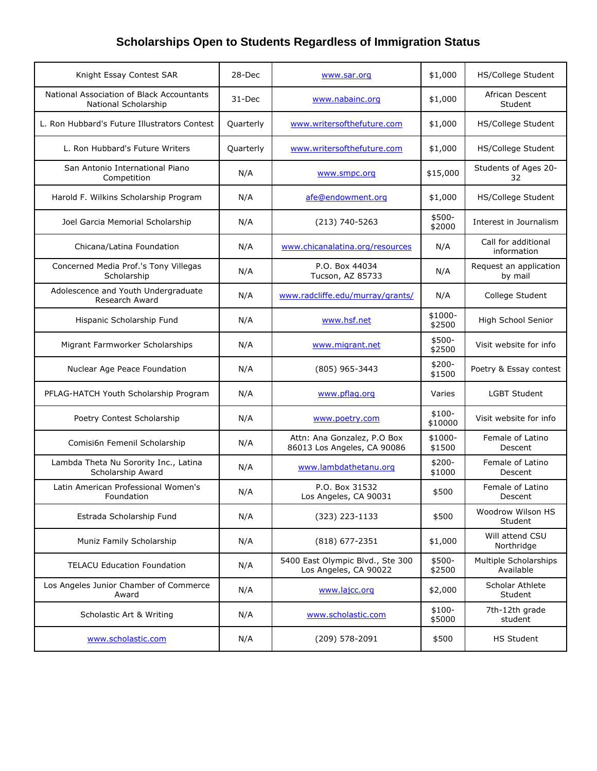## Scholarships Open to Students Regardless of Immigration Status

| | | | | |
|---|---|---|---|---|
| Knight Essay Contest SAR | 28-Dec | www.sar.org | $1,000 | HS/College Student |
| National Association of Black Accountants National Scholarship | 31-Dec | www.nabainc.org | $1,000 | African Descent Student |
| L. Ron Hubbard's Future Illustrators Contest | Quarterly | www.writersofthefuture.com | $1,000 | HS/College Student |
| L. Ron Hubbard's Future Writers | Quarterly | www.writersofthefuture.com | $1,000 | HS/College Student |
| San Antonio International Piano Competition | N/A | www.smpc.org | $15,000 | Students of Ages 20-32 |
| Harold F. Wilkins Scholarship Program | N/A | afe@endowment.org | $1,000 | HS/College Student |
| Joel Garcia Memorial Scholarship | N/A | (213) 740-5263 | $500-$2000 | Interest in Journalism |
| Chicana/Latina Foundation | N/A | www.chicanalatina.org/resources | N/A | Call for additional information |
| Concerned Media Prof.'s Tony Villegas Scholarship | N/A | P.O. Box 44034 Tucson, AZ 85733 | N/A | Request an application by mail |
| Adolescence and Youth Undergraduate Research Award | N/A | www.radcliffe.edu/murray/grants/ | N/A | College Student |
| Hispanic Scholarship Fund | N/A | www.hsf.net | $1000-$2500 | High School Senior |
| Migrant Farmworker Scholarships | N/A | www.migrant.net | $500-$2500 | Visit website for info |
| Nuclear Age Peace Foundation | N/A | (805) 965-3443 | $200-$1500 | Poetry & Essay contest |
| PFLAG-HATCH Youth Scholarship Program | N/A | www.pflag.org | Varies | LGBT Student |
| Poetry Contest Scholarship | N/A | www.poetry.com | $100-$10000 | Visit website for info |
| Comisi6n Femenil Scholarship | N/A | Attn: Ana Gonzalez, P.O Box 86013 Los Angeles, CA 90086 | $1000-$1500 | Female of Latino Descent |
| Lambda Theta Nu Sorority Inc., Latina Scholarship Award | N/A | www.lambdathetanu.org | $200-$1000 | Female of Latino Descent |
| Latin American Professional Women's Foundation | N/A | P.O. Box 31532 Los Angeles, CA 90031 | $500 | Female of Latino Descent |
| Estrada Scholarship Fund | N/A | (323) 223-1133 | $500 | Woodrow Wilson HS Student |
| Muniz Family Scholarship | N/A | (818) 677-2351 | $1,000 | Will attend CSU Northridge |
| TELACU Education Foundation | N/A | 5400 East Olympic Blvd., Ste 300 Los Angeles, CA 90022 | $500-$2500 | Multiple Scholarships Available |
| Los Angeles Junior Chamber of Commerce Award | N/A | www.lajcc.org | $2,000 | Scholar Athlete Student |
| Scholastic Art & Writing | N/A | www.scholastic.com | $100-$5000 | 7th-12th grade student |
| www.scholastic.com | N/A | (209) 578-2091 | $500 | HS Student |